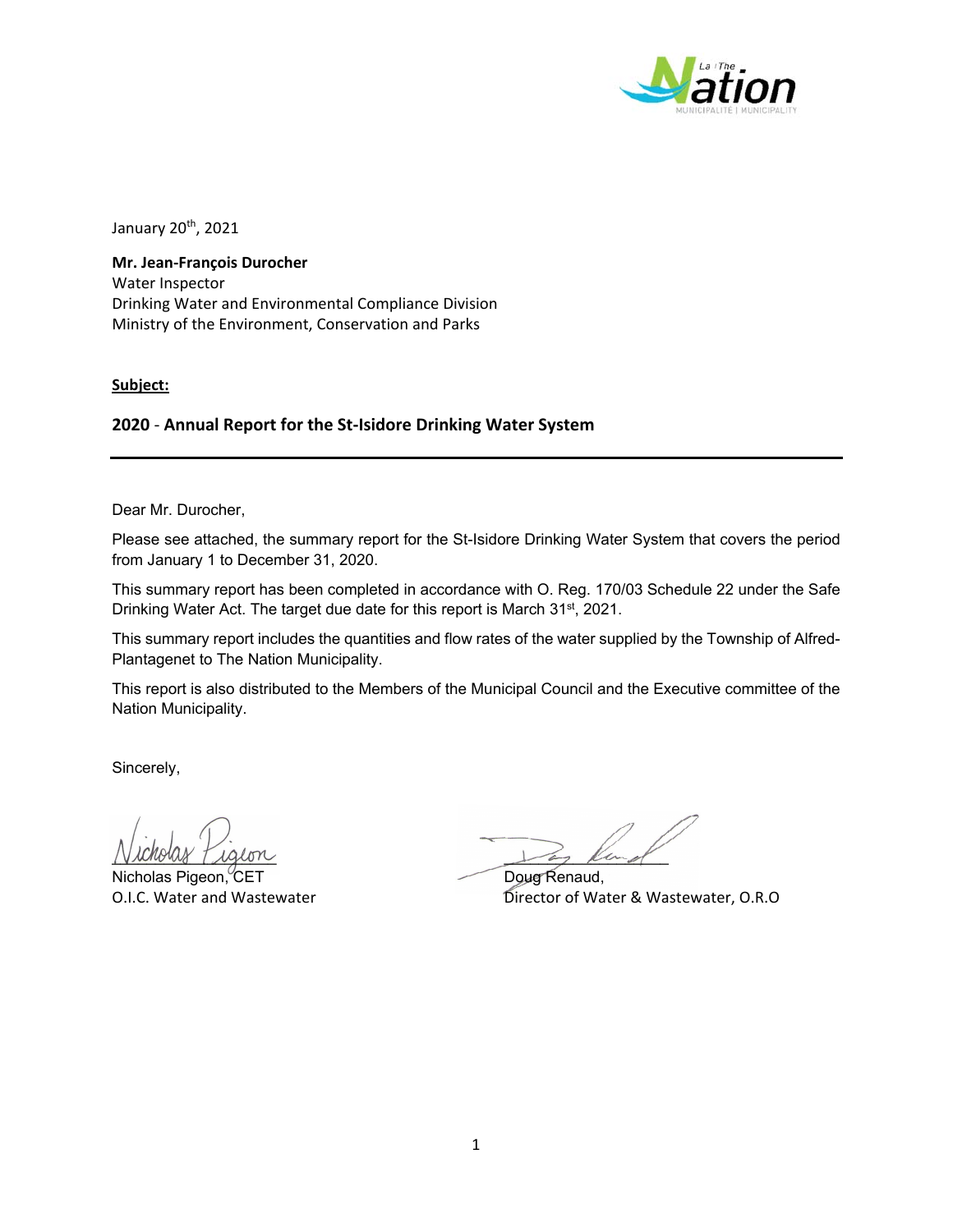January 20th, 2021

**Mr. Jean-François Durocher**
Water Inspector
Drinking Water and Environmental Compliance Division
Ministry of the Environment, Conservation and Parks

**Subject:**

## 2020 - Annual Report for the St-Isidore Drinking Water System

---

Dear Mr. Durocher,

Please see attached, the summary report for the St-Isidore Drinking Water System that covers the period from January 1 to December 31, 2020.

This summary report has been completed in accordance with O. Reg. 170/03 Schedule 22 under the Safe Drinking Water Act. The target due date for this report is March 31st, 2021.

This summary report includes the quantities and flow rates of the water supplied by the Township of Alfred-Plantagenet to The Nation Municipality.

This report is also distributed to the Members of the Municipal Council and the Executive committee of the Nation Municipality.

Sincerely,

Nicholas Pigeon, CET
O.I.C. Water and Wastewater

Doug Renaud,
Director of Water & Wastewater, O.R.O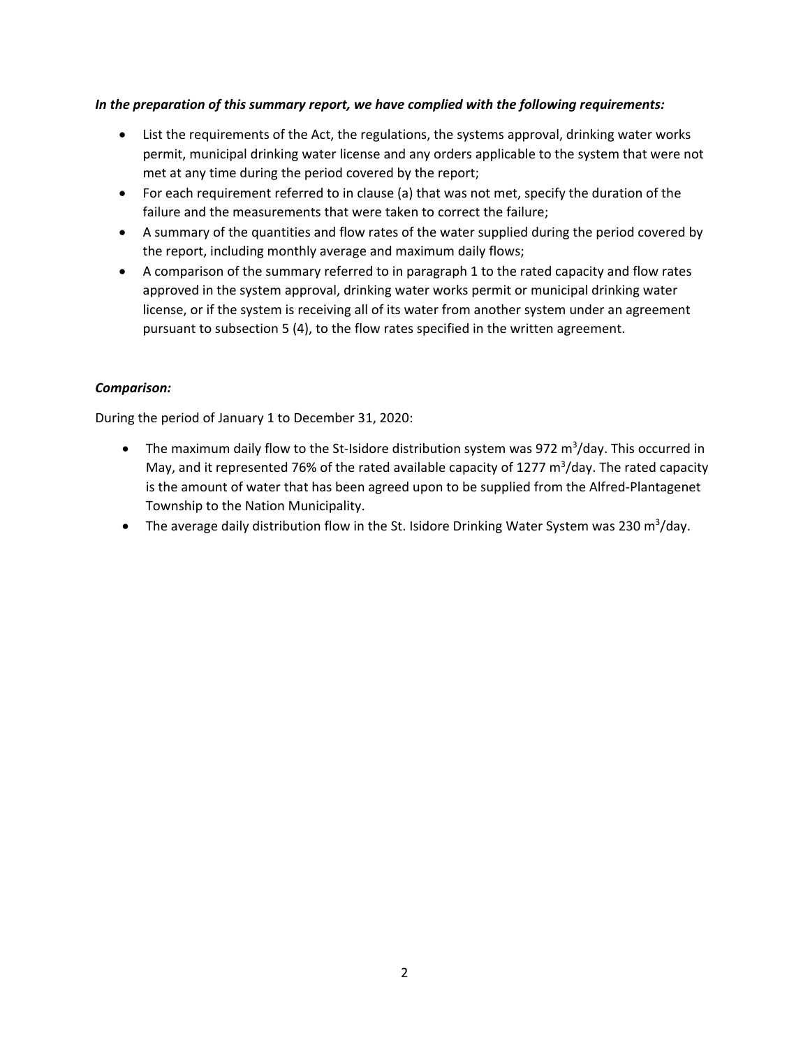***In the preparation of this summary report, we have complied with the following requirements:***

- List the requirements of the Act, the regulations, the systems approval, drinking water works permit, municipal drinking water license and any orders applicable to the system that were not met at any time during the period covered by the report;
- For each requirement referred to in clause (a) that was not met, specify the duration of the failure and the measurements that were taken to correct the failure;
- A summary of the quantities and flow rates of the water supplied during the period covered by the report, including monthly average and maximum daily flows;
- A comparison of the summary referred to in paragraph 1 to the rated capacity and flow rates approved in the system approval, drinking water works permit or municipal drinking water license, or if the system is receiving all of its water from another system under an agreement pursuant to subsection 5 (4), to the flow rates specified in the written agreement.

***Comparison:***

During the period of January 1 to December 31, 2020:

- The maximum daily flow to the St-Isidore distribution system was 972 $m^3$/day. This occurred in May, and it represented 76% of the rated available capacity of 1277 $m^3$/day. The rated capacity is the amount of water that has been agreed upon to be supplied from the Alfred-Plantagenet Township to the Nation Municipality.
- The average daily distribution flow in the St. Isidore Drinking Water System was 230 $m^3$/day.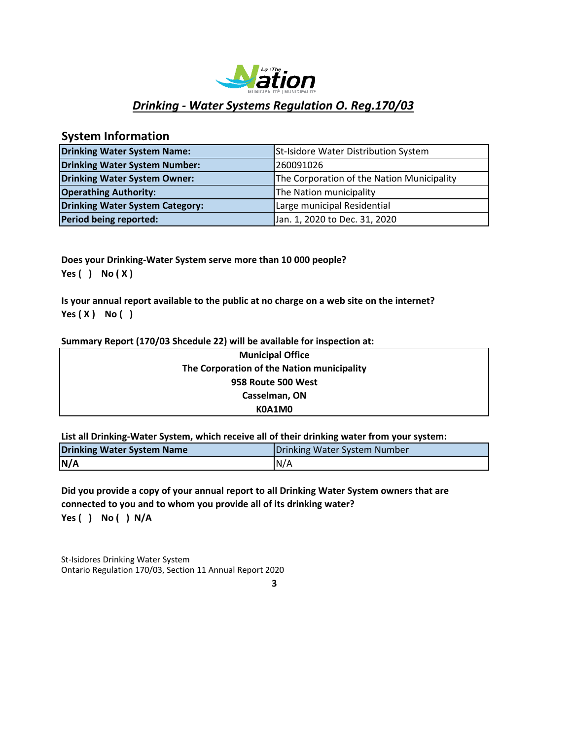# *Drinking - Water Systems Regulation O. Reg.170/03*

## System Information

| | |
|---|---|
| **Drinking Water System Name:** | St-Isidore Water Distribution System |
| **Drinking Water System Number:** | 260091026 |
| **Drinking Water System Owner:** | The Corporation of the Nation Municipality |
| **Operathing Authority:** | The Nation municipality |
| **Drinking Water System Category:** | Large municipal Residential |
| **Period being reported:** | Jan. 1, 2020 to Dec. 31, 2020 |

**Does your Drinking-Water System serve more than 10 000 people?**
**Yes ( ) No ( X )**

**Is your annual report available to the public at no charge on a web site on the internet?**
**Yes ( X ) No ( )**

**Summary Report (170/03 Shcedule 22) will be available for inspection at:**

| **Municipal Office** |
|---|
| **The Corporation of the Nation municipality** |
| **958 Route 500 West** |
| **Casselman, ON** |
| **K0A1M0** |

**List all Drinking-Water System, which receive all of their drinking water from your system:**

| **Drinking Water System Name** | Drinking Water System Number |
|---|---|
| **N/A** | N/A |

**Did you provide a copy of your annual report to all Drinking Water System owners that are connected to you and to whom you provide all of its drinking water?**
**Yes ( ) No ( ) N/A**

St-Isidores Drinking Water System
Ontario Regulation 170/03, Section 11 Annual Report 2020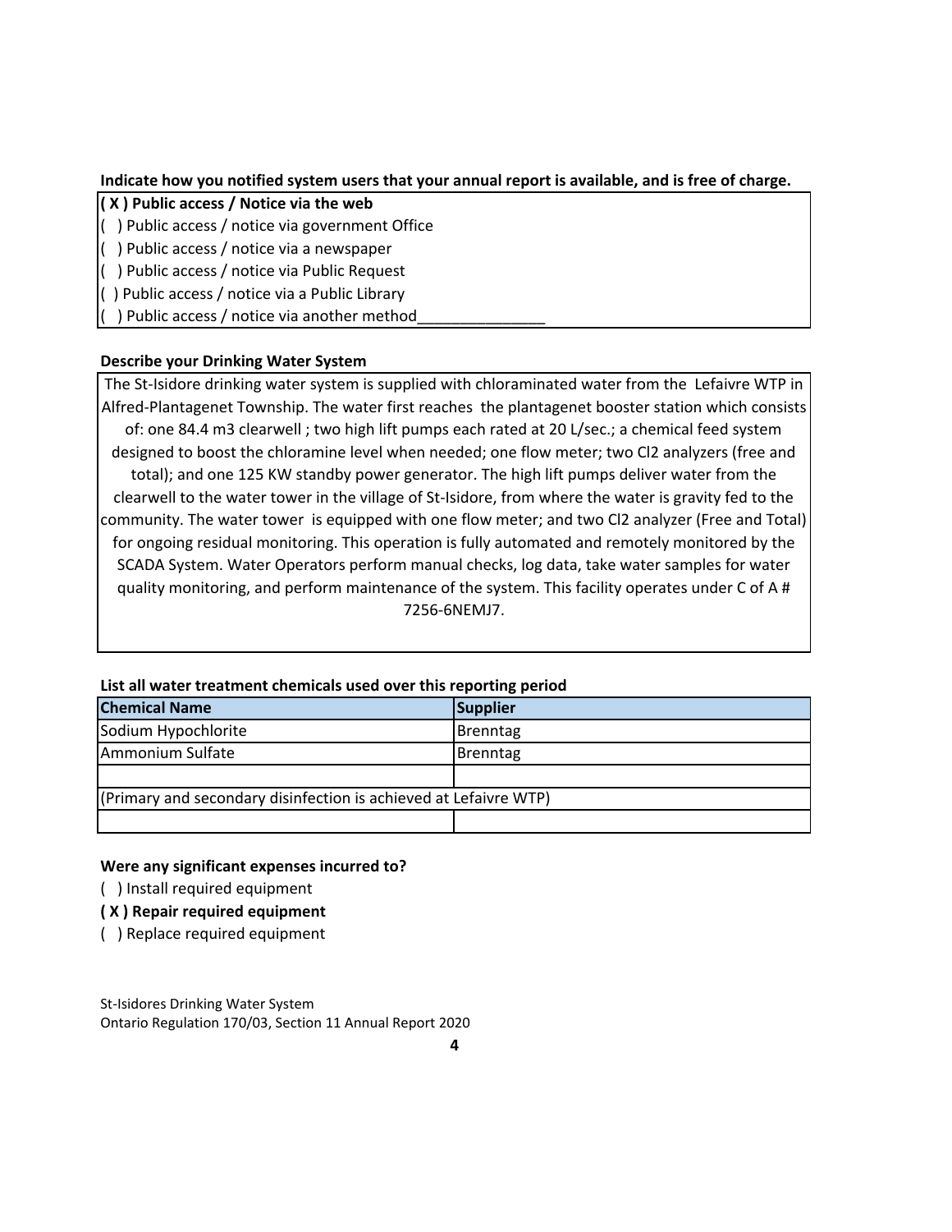**Indicate how you notified system users that your annual report is available, and is free of charge.**

**( X ) Public access / Notice via the web**
( ) Public access / notice via government Office
( ) Public access / notice via a newspaper
( ) Public access / notice via Public Request
( ) Public access / notice via a Public Library
( ) Public access / notice via another method_______________

**Describe your Drinking Water System**

The St-Isidore drinking water system is supplied with chloraminated water from the Lefaivre WTP in Alfred-Plantagenet Township. The water first reaches the plantagenet booster station which consists of: one 84.4 m3 clearwell ; two high lift pumps each rated at 20 L/sec.; a chemical feed system designed to boost the chloramine level when needed; one flow meter; two Cl2 analyzers (free and total); and one 125 KW standby power generator. The high lift pumps deliver water from the clearwell to the water tower in the village of St-Isidore, from where the water is gravity fed to the community. The water tower is equipped with one flow meter; and two Cl2 analyzer (Free and Total) for ongoing residual monitoring. This operation is fully automated and remotely monitored by the SCADA System. Water Operators perform manual checks, log data, take water samples for water quality monitoring, and perform maintenance of the system. This facility operates under C of A # 7256-6NEMJ7.

**List all water treatment chemicals used over this reporting period**

| Chemical Name | Supplier |
|---|---|
| Sodium Hypochlorite | Brenntag |
| Ammonium Sulfate | Brenntag |
| | |
| (Primary and secondary disinfection is achieved at Lefaivre WTP) | |
| | |

**Were any significant expenses incurred to?**

( ) Install required equipment
**( X ) Repair required equipment**
( ) Replace required equipment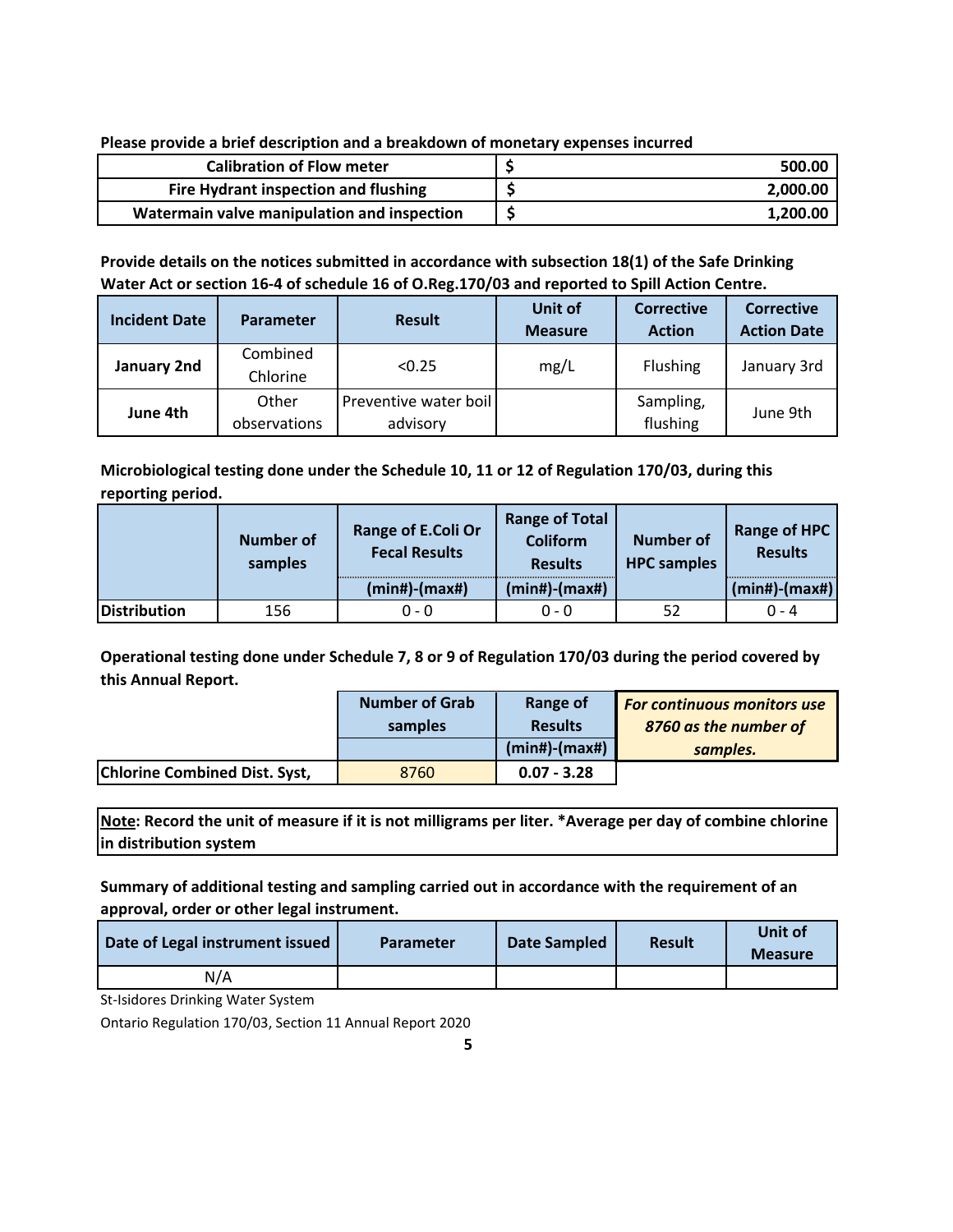**Please provide a brief description and a breakdown of monetary expenses incurred**

| Description | Amount |
|---|---|
| **Calibration of Flow meter** | **$ 500.00** |
| **Fire Hydrant inspection and flushing** | **$ 2,000.00** |
| **Watermain valve manipulation and inspection** | **$ 1,200.00** |

**Provide details on the notices submitted in accordance with subsection 18(1) of the Safe Drinking Water Act or section 16-4 of schedule 16 of O.Reg.170/03 and reported to Spill Action Centre.**

| Incident Date | Parameter | Result | Unit of Measure | Corrective Action | Corrective Action Date |
|---|---|---|---|---|---|
| **January 2nd** | Combined Chlorine | <0.25 | mg/L | Flushing | January 3rd |
| **June 4th** | Other observations | Preventive water boil advisory | | Sampling, flushing | June 9th |

**Microbiological testing done under the Schedule 10, 11 or 12 of Regulation 170/03, during this reporting period.**

| | Number of samples | Range of E.Coli Or Fecal Results | Range of Total Coliform Results | Number of HPC samples | Range of HPC Results |
|---|---|---|---|---|---|
| | | (min#)-(max#) | (min#)-(max#) | | (min#)-(max#) |
| **Distribution** | 156 | 0 - 0 | 0 - 0 | 52 | 0 - 4 |

**Operational testing done under Schedule 7, 8 or 9 of Regulation 170/03 during the period covered by this Annual Report.**

| | Number of Grab samples | Range of Results |
|---|---|---|
| | | (min#)-(max#) |
| **Chlorine Combined Dist. Syst,** | 8760 | **0.07 - 3.28** |

***For continuous monitors use 8760 as the number of samples.***

**Note: Record the unit of measure if it is not milligrams per liter. *Average per day of combine chlorine in distribution system**

**Summary of additional testing and sampling carried out in accordance with the requirement of an approval, order or other legal instrument.**

| Date of Legal instrument issued | Parameter | Date Sampled | Result | Unit of Measure |
|---|---|---|---|---|
| N/A | | | | |

St-Isidores Drinking Water System

Ontario Regulation 170/03, Section 11 Annual Report 2020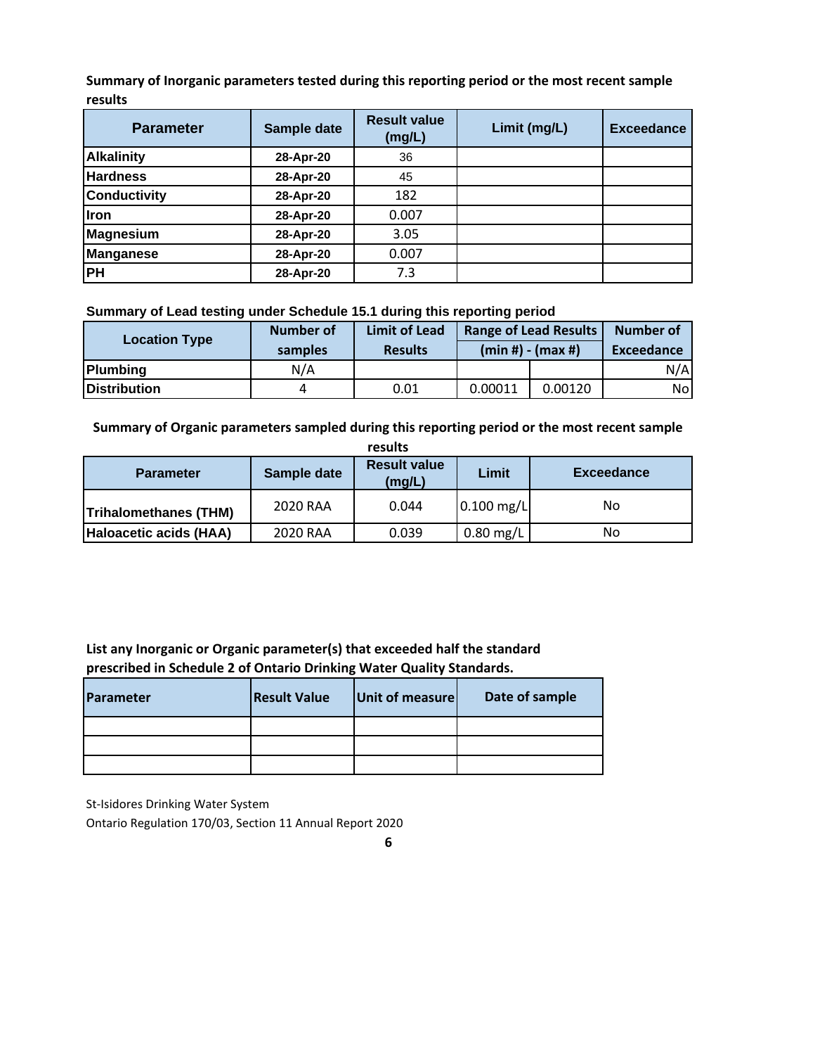**Summary of Inorganic parameters tested during this reporting period or the most recent sample results**

| Parameter | Sample date | Result value (mg/L) | Limit (mg/L) | Exceedance |
|---|---|---|---|---|
| Alkalinity | 28-Apr-20 | 36 | | |
| Hardness | 28-Apr-20 | 45 | | |
| Conductivity | 28-Apr-20 | 182 | | |
| Iron | 28-Apr-20 | 0.007 | | |
| Magnesium | 28-Apr-20 | 3.05 | | |
| Manganese | 28-Apr-20 | 0.007 | | |
| PH | 28-Apr-20 | 7.3 | | |

**Summary of Lead testing under Schedule 15.1 during this reporting period**

| Location Type | Number of samples | Limit of Lead Results | Range of Lead Results (min #) - (max #) | | Number of Exceedance |
|---|---|---|---|---|---|
| Plumbing | N/A | | | | N/A |
| Distribution | 4 | 0.01 | 0.00011 | 0.00120 | No |

**Summary of Organic parameters sampled during this reporting period or the most recent sample results**

| Parameter | Sample date | Result value (mg/L) | Limit | Exceedance |
|---|---|---|---|---|
| Trihalomethanes (THM) | 2020 RAA | 0.044 | 0.100 mg/L | No |
| Haloacetic acids (HAA) | 2020 RAA | 0.039 | 0.80 mg/L | No |

**List any Inorganic or Organic parameter(s) that exceeded half the standard prescribed in Schedule 2 of Ontario Drinking Water Quality Standards.**

| Parameter | Result Value | Unit of measure | Date of sample |
|---|---|---|---|
| | | | |
| | | | |
| | | | |